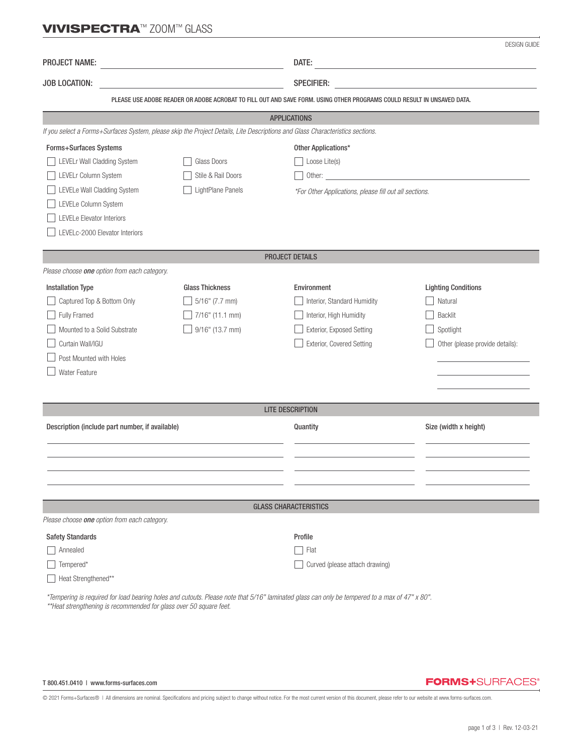# VIVISPECTRA™ ZOOM™ GLASS

DESIGN GUIDE

PROJECT NAME: \_\_\_\_\_\_\_\_\_\_\_\_\_\_\_\_ DATE: \_\_\_\_\_\_\_\_\_\_\_\_\_\_\_\_

JOB LOCATION: \_\_\_\_\_\_\_\_\_\_\_\_\_\_\_\_ SPECIFIER: \_\_\_\_\_\_\_\_\_\_\_\_\_\_\_\_

PLEASE USE ADOBE READER OR ADOBE ACROBAT TO FILL OUT AND SAVE FORM. USING OTHER PROGRAMS COULD RESULT IN UNSAVED DATA.

## APPLICATIONS

*If you select a Forms+Surfaces System, please skip the Project Details, Lite Descriptions and Glass Characteristics sections.*

**Forms+Surfaces Systems**

- ☐ LEVELr Wall Cladding System
- ☐ LEVELr Column System
- ☐ LEVELe Wall Cladding System
- ☐ LEVELe Column System
- ☐ LEVELe Elevator Interiors
- ☐ LEVELc-2000 Elevator Interiors
- ☐ Glass Doors
- ☐ Stile & Rail Doors
- ☐ LightPlane Panels

**Other Applications***

- ☐ Loose Lite(s)
- ☐ Other: \_\_\_\_\_\_\_\_\_\_\_\_\_\_\_\_

*\*For Other Applications, please fill out all sections.*

## PROJECT DETAILS

*Please choose **one** option from each category.*

**Installation Type**

- ☐ Captured Top & Bottom Only
- ☐ Fully Framed
- ☐ Mounted to a Solid Substrate
- ☐ Curtain Wall/IGU
- ☐ Post Mounted with Holes
- ☐ Water Feature

**Glass Thickness**

- ☐ 5/16" (7.7 mm)
- ☐ 7/16" (11.1 mm)
- ☐ 9/16" (13.7 mm)

**Environment**

- ☐ Interior, Standard Humidity
- ☐ Interior, High Humidity
- ☐ Exterior, Exposed Setting
- ☐ Exterior, Covered Setting

**Lighting Conditions**

- ☐ Natural
- ☐ Backlit
- ☐ Spotlight
- ☐ Other (please provide details): \_\_\_\_\_\_\_\_\_\_\_\_\_\_\_\_

## LITE DESCRIPTION

| Description (include part number, if available) | Quantity | Size (width x height) |
|---|---|---|
| | | |
| | | |
| | | |
| | | |

## GLASS CHARACTERISTICS

*Please choose **one** option from each category.*

**Safety Standards**

- ☐ Annealed
- ☐ Tempered*
- ☐ Heat Strengthened**

**Profile**

- ☐ Flat
- ☐ Curved (please attach drawing)

*\*Tempering is required for load bearing holes and cutouts. Please note that 5/16" laminated glass can only be tempered to a max of 47" x 80".*
*\*\*Heat strengthening is recommended for glass over 50 square feet.*

T 800.451.0410 | www.forms-surfaces.com

FORMS+SURFACES®

© 2021 Forms+Surfaces® | All dimensions are nominal. Specifications and pricing subject to change without notice. For the most current version of this document, please refer to our website at www.forms-surfaces.com.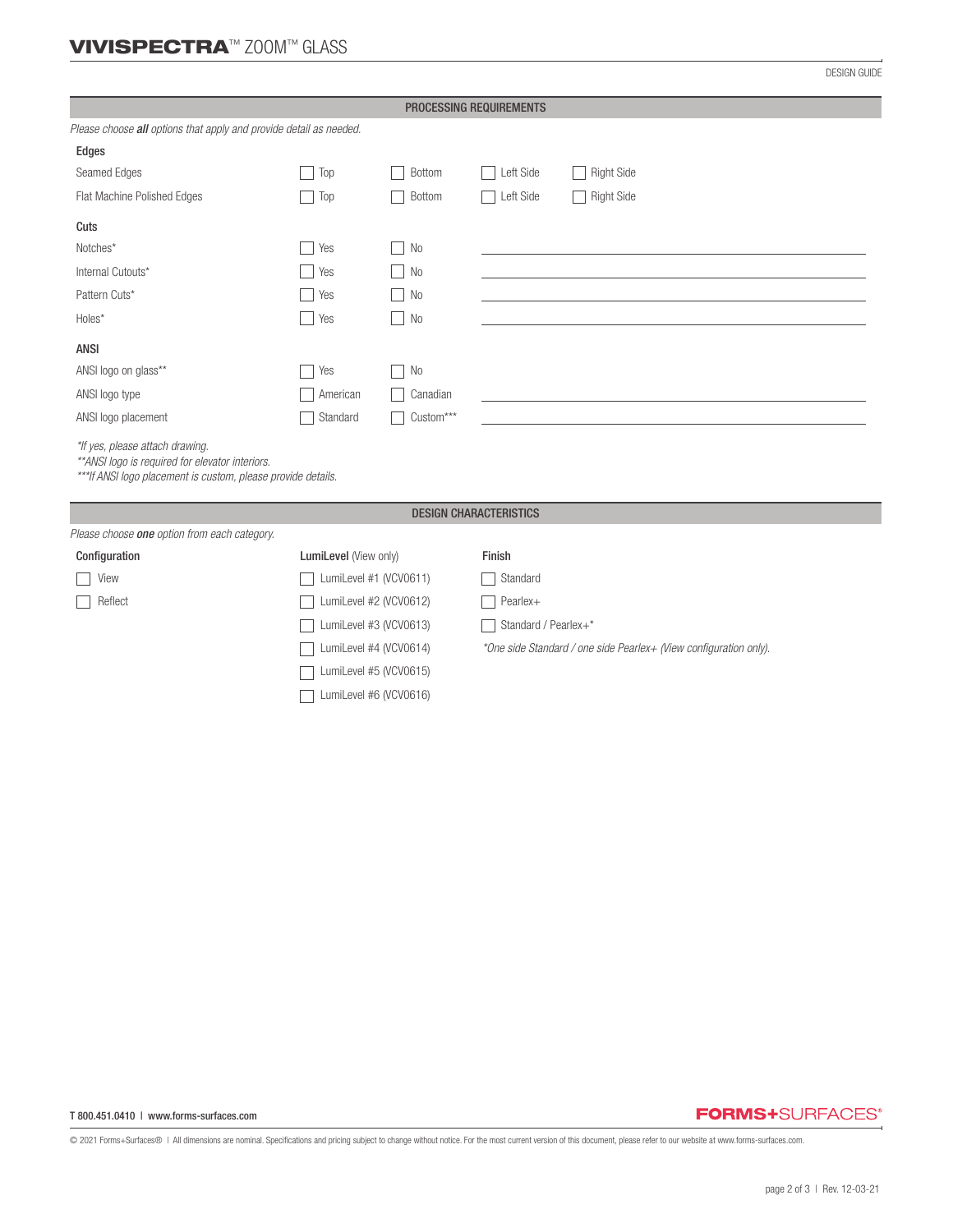## PROCESSING REQUIREMENTS

*Please choose **all** options that apply and provide detail as needed.*

### Edges

| | | | | |
|---|---|---|---|---|
| Seamed Edges | ☐ Top | ☐ Bottom | ☐ Left Side | ☐ Right Side |
| Flat Machine Polished Edges | ☐ Top | ☐ Bottom | ☐ Left Side | ☐ Right Side |

### Cuts

| | | | |
|---|---|---|---|
| Notches* | ☐ Yes | ☐ No | ______________________ |
| Internal Cutouts* | ☐ Yes | ☐ No | ______________________ |
| Pattern Cuts* | ☐ Yes | ☐ No | ______________________ |
| Holes* | ☐ Yes | ☐ No | ______________________ |

### ANSI

| | | | |
|---|---|---|---|
| ANSI logo on glass** | ☐ Yes | ☐ No | |
| ANSI logo type | ☐ American | ☐ Canadian | ______________________ |
| ANSI logo placement | ☐ Standard | ☐ Custom*** | ______________________ |

*\*If yes, please attach drawing.*
*\*\*ANSI logo is required for elevator interiors.*
*\*\*\*If ANSI logo placement is custom, please provide details.*

## DESIGN CHARACTERISTICS

*Please choose **one** option from each category.*

**Configuration**

☐ View
☐ Reflect

**LumiLevel** (View only)

☐ LumiLevel #1 (VCV0611)
☐ LumiLevel #2 (VCV0612)
☐ LumiLevel #3 (VCV0613)
☐ LumiLevel #4 (VCV0614)
☐ LumiLevel #5 (VCV0615)
☐ LumiLevel #6 (VCV0616)

**Finish**

☐ Standard
☐ Pearlex+
☐ Standard / Pearlex+*

*\*One side Standard / one side Pearlex+ (View configuration only).*

T 800.451.0410 | www.forms-surfaces.com

FORMS+SURFACES®

© 2021 Forms+Surfaces® | All dimensions are nominal. Specifications and pricing subject to change without notice. For the most current version of this document, please refer to our website at www.forms-surfaces.com.

Rev. 12-03-21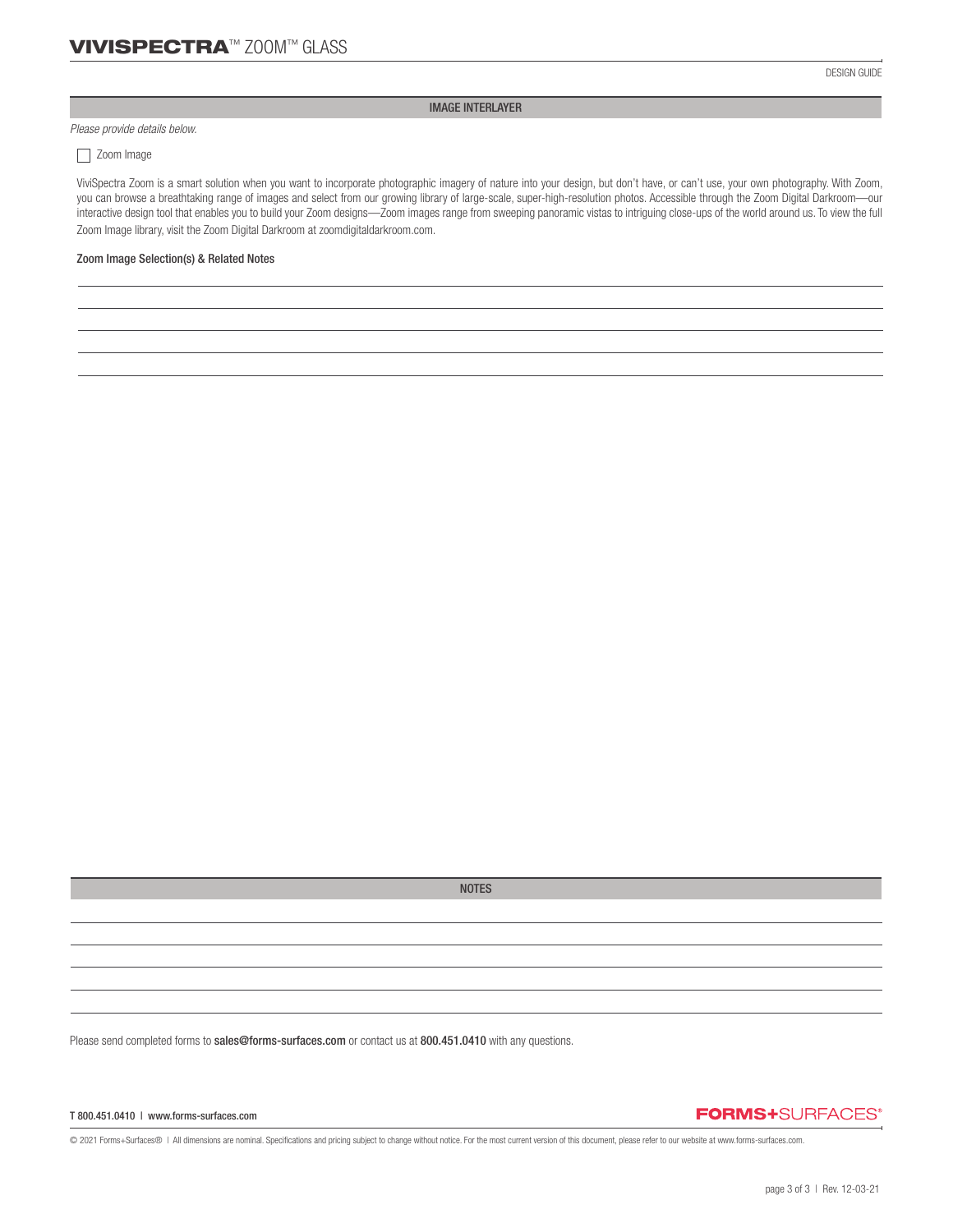## IMAGE INTERLAYER

*Please provide details below.*

☐ Zoom Image

ViviSpectra Zoom is a smart solution when you want to incorporate photographic imagery of nature into your design, but don't have, or can't use, your own photography. With Zoom, you can browse a breathtaking range of images and select from our growing library of large-scale, super-high-resolution photos. Accessible through the Zoom Digital Darkroom—our interactive design tool that enables you to build your Zoom designs—Zoom images range from sweeping panoramic vistas to intriguing close-ups of the world around us. To view the full Zoom Image library, visit the Zoom Digital Darkroom at zoomdigitaldarkroom.com.

**Zoom Image Selection(s) & Related Notes**

## NOTES

Please send completed forms to **sales@forms-surfaces.com** or contact us at **800.451.0410** with any questions.

© 2021 Forms+Surfaces® | All dimensions are nominal. Specifications and pricing subject to change without notice. For the most current version of this document, please refer to our website at www.forms-surfaces.com.